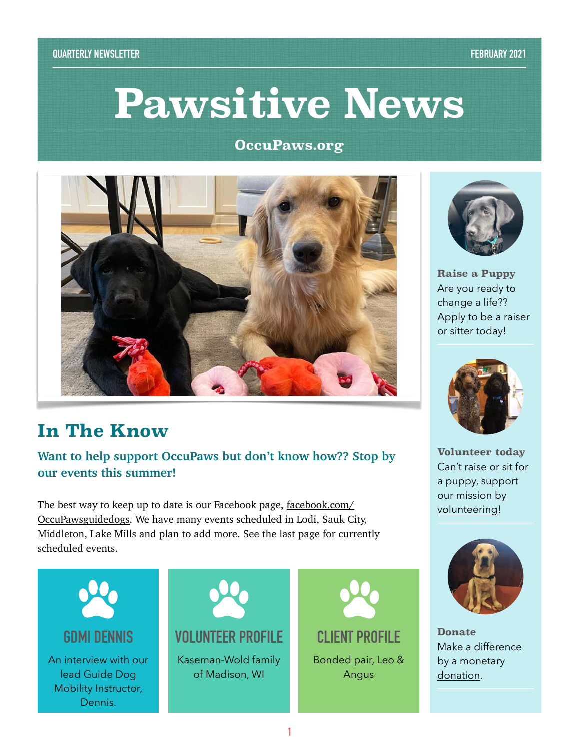QUARTERLY NEWSLETTER

FEBRUARY 2021

# Pawsitive News

**OccuPaws.org**

## In The Know

### Want to help support OccuPaws but don't know how?? Stop by our events this summer!

The best way to keep up to date is our Facebook page, facebook.com/OccuPawsguidedogs. We have many events scheduled in Lodi, Sauk City, Middleton, Lake Mills and plan to add more. See the last page for currently scheduled events.

### GDMI DENNIS

An interview with our lead Guide Dog Mobility Instructor, Dennis.

### VOLUNTEER PROFILE

Kaseman-Wold family of Madison, WI

### CLIENT PROFILE

Bonded pair, Leo & Angus

**Raise a Puppy**
Are you ready to change a life?? Apply to be a raiser or sitter today!

**Volunteer today**
Can't raise or sit for a puppy, support our mission by volunteering!

**Donate**
Make a difference by a monetary donation.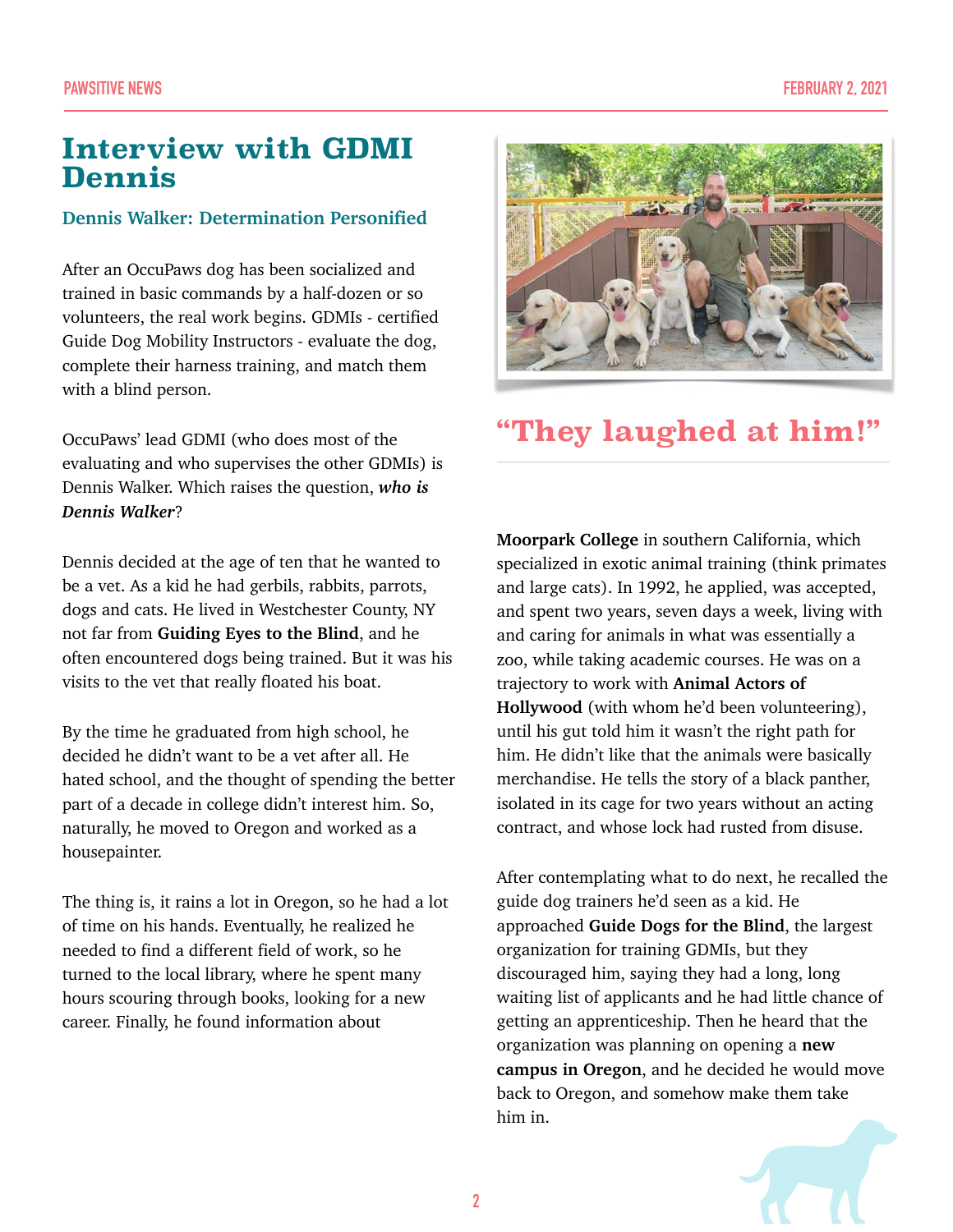# Interview with GDMI Dennis

### Dennis Walker: Determination Personified

After an OccuPaws dog has been socialized and trained in basic commands by a half-dozen or so volunteers, the real work begins. GDMIs - certified Guide Dog Mobility Instructors - evaluate the dog, complete their harness training, and match them with a blind person.

OccuPaws' lead GDMI (who does most of the evaluating and who supervises the other GDMIs) is Dennis Walker. Which raises the question, ***who is Dennis Walker***?

Dennis decided at the age of ten that he wanted to be a vet. As a kid he had gerbils, rabbits, parrots, dogs and cats. He lived in Westchester County, NY not far from **Guiding Eyes to the Blind**, and he often encountered dogs being trained. But it was his visits to the vet that really floated his boat.

By the time he graduated from high school, he decided he didn't want to be a vet after all. He hated school, and the thought of spending the better part of a decade in college didn't interest him. So, naturally, he moved to Oregon and worked as a housepainter.

The thing is, it rains a lot in Oregon, so he had a lot of time on his hands. Eventually, he realized he needed to find a different field of work, so he turned to the local library, where he spent many hours scouring through books, looking for a new career. Finally, he found information about

## "They laughed at him!"

**Moorpark College** in southern California, which specialized in exotic animal training (think primates and large cats). In 1992, he applied, was accepted, and spent two years, seven days a week, living with and caring for animals in what was essentially a zoo, while taking academic courses. He was on a trajectory to work with **Animal Actors of Hollywood** (with whom he'd been volunteering), until his gut told him it wasn't the right path for him. He didn't like that the animals were basically merchandise. He tells the story of a black panther, isolated in its cage for two years without an acting contract, and whose lock had rusted from disuse.

After contemplating what to do next, he recalled the guide dog trainers he'd seen as a kid. He approached **Guide Dogs for the Blind**, the largest organization for training GDMIs, but they discouraged him, saying they had a long, long waiting list of applicants and he had little chance of getting an apprenticeship. Then he heard that the organization was planning on opening a **new campus in Oregon**, and he decided he would move back to Oregon, and somehow make them take him in.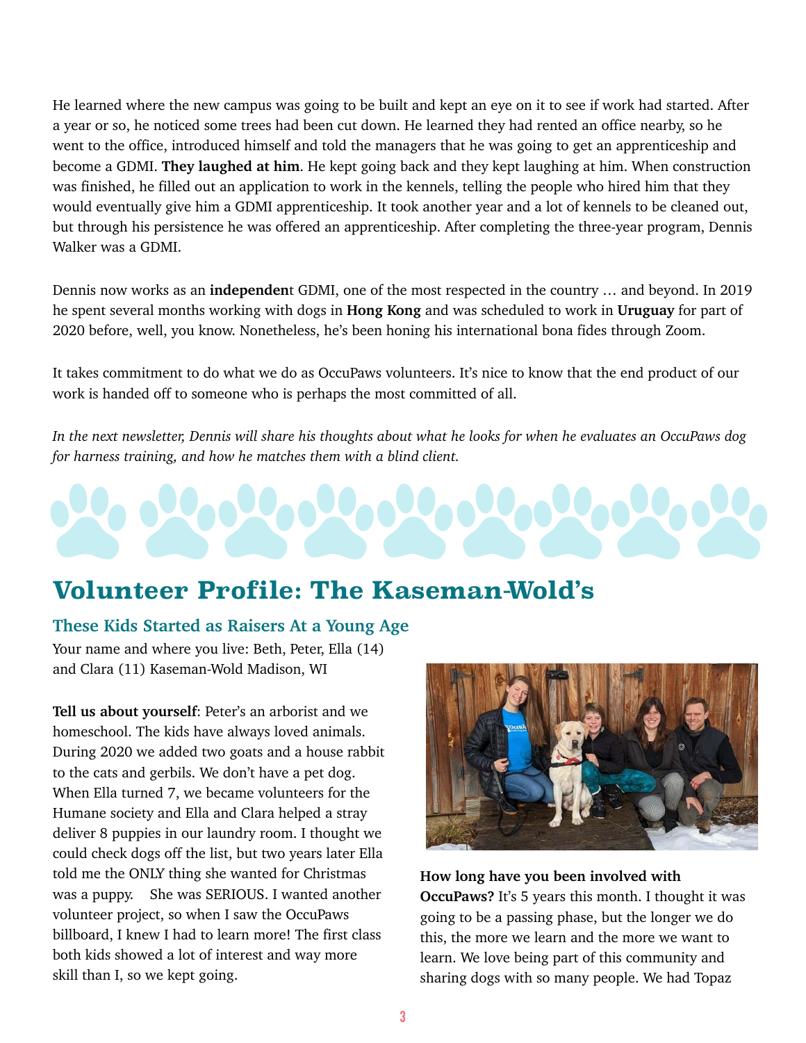He learned where the new campus was going to be built and kept an eye on it to see if work had started. After a year or so, he noticed some trees had been cut down. He learned they had rented an office nearby, so he went to the office, introduced himself and told the managers that he was going to get an apprenticeship and become a GDMI. **They laughed at him**. He kept going back and they kept laughing at him. When construction was finished, he filled out an application to work in the kennels, telling the people who hired him that they would eventually give him a GDMI apprenticeship. It took another year and a lot of kennels to be cleaned out, but through his persistence he was offered an apprenticeship. After completing the three-year program, Dennis Walker was a GDMI.

Dennis now works as an **independen**t GDMI, one of the most respected in the country … and beyond. In 2019 he spent several months working with dogs in **Hong Kong** and was scheduled to work in **Uruguay** for part of 2020 before, well, you know. Nonetheless, he's been honing his international bona fides through Zoom.

It takes commitment to do what we do as OccuPaws volunteers. It's nice to know that the end product of our work is handed off to someone who is perhaps the most committed of all.

*In the next newsletter, Dennis will share his thoughts about what he looks for when he evaluates an OccuPaws dog for harness training, and how he matches them with a blind client.*

## Volunteer Profile: The Kaseman-Wold's

### These Kids Started as Raisers At a Young Age

Your name and where you live: Beth, Peter, Ella (14) and Clara (11) Kaseman-Wold Madison, WI

**Tell us about yourself**: Peter's an arborist and we homeschool. The kids have always loved animals. During 2020 we added two goats and a house rabbit to the cats and gerbils. We don't have a pet dog. When Ella turned 7, we became volunteers for the Humane society and Ella and Clara helped a stray deliver 8 puppies in our laundry room. I thought we could check dogs off the list, but two years later Ella told me the ONLY thing she wanted for Christmas was a puppy. She was SERIOUS. I wanted another volunteer project, so when I saw the OccuPaws billboard, I knew I had to learn more! The first class both kids showed a lot of interest and way more skill than I, so we kept going.

**How long have you been involved with OccuPaws?** It's 5 years this month. I thought it was going to be a passing phase, but the longer we do this, the more we learn and the more we want to learn. We love being part of this community and sharing dogs with so many people. We had Topaz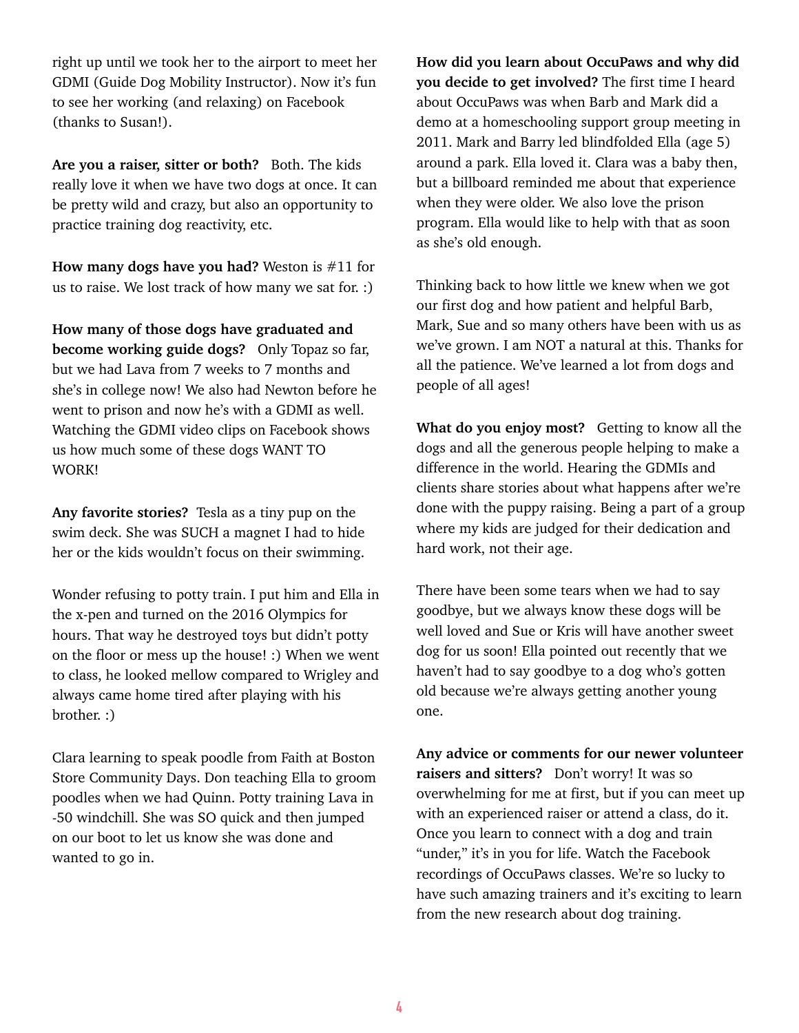right up until we took her to the airport to meet her GDMI (Guide Dog Mobility Instructor). Now it's fun to see her working (and relaxing) on Facebook (thanks to Susan!).

**Are you a raiser, sitter or both?** Both. The kids really love it when we have two dogs at once. It can be pretty wild and crazy, but also an opportunity to practice training dog reactivity, etc.

**How many dogs have you had?** Weston is #11 for us to raise. We lost track of how many we sat for. :)

**How many of those dogs have graduated and become working guide dogs?** Only Topaz so far, but we had Lava from 7 weeks to 7 months and she's in college now! We also had Newton before he went to prison and now he's with a GDMI as well. Watching the GDMI video clips on Facebook shows us how much some of these dogs WANT TO WORK!

**Any favorite stories?** Tesla as a tiny pup on the swim deck. She was SUCH a magnet I had to hide her or the kids wouldn't focus on their swimming.

Wonder refusing to potty train. I put him and Ella in the x-pen and turned on the 2016 Olympics for hours. That way he destroyed toys but didn't potty on the floor or mess up the house! :) When we went to class, he looked mellow compared to Wrigley and always came home tired after playing with his brother. :)

Clara learning to speak poodle from Faith at Boston Store Community Days. Don teaching Ella to groom poodles when we had Quinn. Potty training Lava in -50 windchill. She was SO quick and then jumped on our boot to let us know she was done and wanted to go in.

**How did you learn about OccuPaws and why did you decide to get involved?** The first time I heard about OccuPaws was when Barb and Mark did a demo at a homeschooling support group meeting in 2011. Mark and Barry led blindfolded Ella (age 5) around a park. Ella loved it. Clara was a baby then, but a billboard reminded me about that experience when they were older. We also love the prison program. Ella would like to help with that as soon as she's old enough.

Thinking back to how little we knew when we got our first dog and how patient and helpful Barb, Mark, Sue and so many others have been with us as we've grown. I am NOT a natural at this. Thanks for all the patience. We've learned a lot from dogs and people of all ages!

**What do you enjoy most?** Getting to know all the dogs and all the generous people helping to make a difference in the world. Hearing the GDMIs and clients share stories about what happens after we're done with the puppy raising. Being a part of a group where my kids are judged for their dedication and hard work, not their age.

There have been some tears when we had to say goodbye, but we always know these dogs will be well loved and Sue or Kris will have another sweet dog for us soon! Ella pointed out recently that we haven't had to say goodbye to a dog who's gotten old because we're always getting another young one.

**Any advice or comments for our newer volunteer raisers and sitters?** Don't worry! It was so overwhelming for me at first, but if you can meet up with an experienced raiser or attend a class, do it. Once you learn to connect with a dog and train "under," it's in you for life. Watch the Facebook recordings of OccuPaws classes. We're so lucky to have such amazing trainers and it's exciting to learn from the new research about dog training.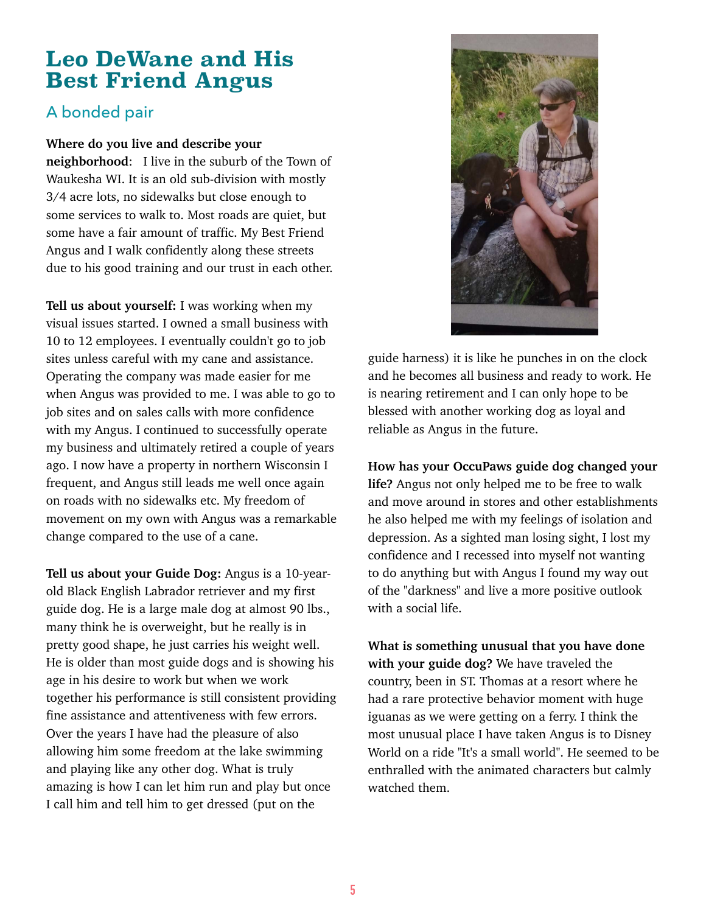# Leo DeWane and His Best Friend Angus

## A bonded pair

**Where do you live and describe your neighborhood**: I live in the suburb of the Town of Waukesha WI. It is an old sub-division with mostly 3/4 acre lots, no sidewalks but close enough to some services to walk to. Most roads are quiet, but some have a fair amount of traffic. My Best Friend Angus and I walk confidently along these streets due to his good training and our trust in each other.

**Tell us about yourself:** I was working when my visual issues started. I owned a small business with 10 to 12 employees. I eventually couldn't go to job sites unless careful with my cane and assistance. Operating the company was made easier for me when Angus was provided to me. I was able to go to job sites and on sales calls with more confidence with my Angus. I continued to successfully operate my business and ultimately retired a couple of years ago. I now have a property in northern Wisconsin I frequent, and Angus still leads me well once again on roads with no sidewalks etc. My freedom of movement on my own with Angus was a remarkable change compared to the use of a cane.

**Tell us about your Guide Dog:** Angus is a 10-year-old Black English Labrador retriever and my first guide dog. He is a large male dog at almost 90 lbs., many think he is overweight, but he really is in pretty good shape, he just carries his weight well. He is older than most guide dogs and is showing his age in his desire to work but when we work together his performance is still consistent providing fine assistance and attentiveness with few errors. Over the years I have had the pleasure of also allowing him some freedom at the lake swimming and playing like any other dog. What is truly amazing is how I can let him run and play but once I call him and tell him to get dressed (put on the guide harness) it is like he punches in on the clock and he becomes all business and ready to work. He is nearing retirement and I can only hope to be blessed with another working dog as loyal and reliable as Angus in the future.

**How has your OccuPaws guide dog changed your life?** Angus not only helped me to be free to walk and move around in stores and other establishments he also helped me with my feelings of isolation and depression. As a sighted man losing sight, I lost my confidence and I recessed into myself not wanting to do anything but with Angus I found my way out of the "darkness" and live a more positive outlook with a social life.

**What is something unusual that you have done with your guide dog?** We have traveled the country, been in ST. Thomas at a resort where he had a rare protective behavior moment with huge iguanas as we were getting on a ferry. I think the most unusual place I have taken Angus is to Disney World on a ride "It's a small world". He seemed to be enthralled with the animated characters but calmly watched them.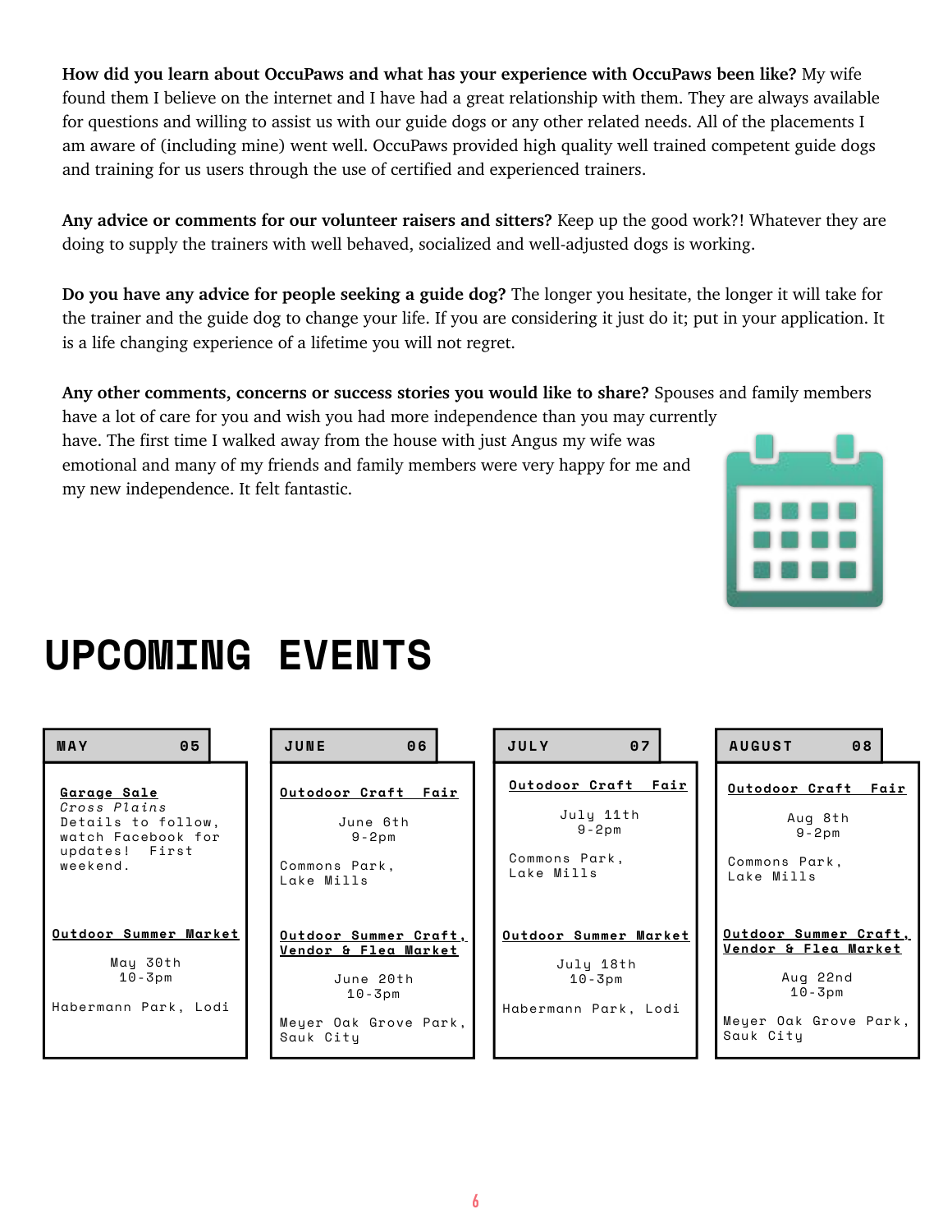**How did you learn about OccuPaws and what has your experience with OccuPaws been like?** My wife found them I believe on the internet and I have had a great relationship with them. They are always available for questions and willing to assist us with our guide dogs or any other related needs. All of the placements I am aware of (including mine) went well. OccuPaws provided high quality well trained competent guide dogs and training for us users through the use of certified and experienced trainers.

**Any advice or comments for our volunteer raisers and sitters?** Keep up the good work?! Whatever they are doing to supply the trainers with well behaved, socialized and well-adjusted dogs is working.

**Do you have any advice for people seeking a guide dog?** The longer you hesitate, the longer it will take for the trainer and the guide dog to change your life. If you are considering it just do it; put in your application. It is a life changing experience of a lifetime you will not regret.

**Any other comments, concerns or success stories you would like to share?** Spouses and family members have a lot of care for you and wish you had more independence than you may currently have. The first time I walked away from the house with just Angus my wife was emotional and many of my friends and family members were very happy for me and my new independence. It felt fantastic.

# UPCOMING EVENTS

## MAY 05

**Garage Sale**
*Cross Plains*
Details to follow, watch Facebook for updates! First weekend.

**Outdoor Summer Market**
May 30th
10-3pm
Habermann Park, Lodi

## JUNE 06

**Outodoor Craft Fair**
June 6th
9-2pm
Commons Park, Lake Mills

**Outdoor Summer Craft, Vendor & Flea Market**
June 20th
10-3pm
Meyer Oak Grove Park, Sauk City

## JULY 07

**Outodoor Craft Fair**
July 11th
9-2pm
Commons Park, Lake Mills

**Outdoor Summer Market**
July 18th
10-3pm
Habermann Park, Lodi

## AUGUST 08

**Outodoor Craft Fair**
Aug 8th
9-2pm
Commons Park, Lake Mills

**Outdoor Summer Craft, Vendor & Flea Market**
Aug 22nd
10-3pm
Meyer Oak Grove Park, Sauk City